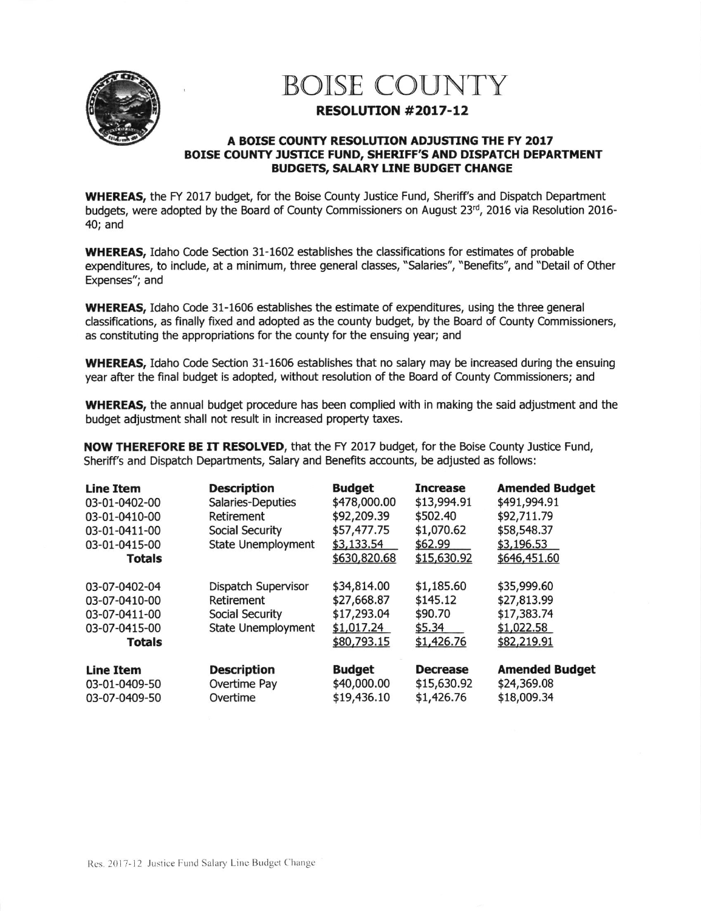# BOISE COUNTY

## RESOLUTION #2017-12

### A BOISE COUNTY RESOLUTION ADJUSTING THE FY 2017 BOISE COUNTY JUSTICE FUND, SHERIFF'S AND DISPATCH DEPARTMENT BUDGETS, SALARY LINE BUDGET CHANGE

**WHEREAS,** the FY 2017 budget, for the Boise County Justice Fund, Sheriff's and Dispatch Department budgets, were adopted by the Board of County Commissioners on August 23rd, 2016 via Resolution 2016-40; and

**WHEREAS,** Idaho Code Section 31-1602 establishes the classifications for estimates of probable expenditures, to include, at a minimum, three general classes, "Salaries", "Benefits", and "Detail of Other Expenses"; and

**WHEREAS,** Idaho Code 31-1606 establishes the estimate of expenditures, using the three general classifications, as finally fixed and adopted as the county budget, by the Board of County Commissioners, as constituting the appropriations for the county for the ensuing year; and

**WHEREAS,** Idaho Code Section 31-1606 establishes that no salary may be increased during the ensuing year after the final budget is adopted, without resolution of the Board of County Commissioners; and

**WHEREAS,** the annual budget procedure has been complied with in making the said adjustment and the budget adjustment shall not result in increased property taxes.

**NOW THEREFORE BE IT RESOLVED**, that the FY 2017 budget, for the Boise County Justice Fund, Sheriff's and Dispatch Departments, Salary and Benefits accounts, be adjusted as follows:

| Line Item | Description | Budget | Increase | Amended Budget |
|---|---|---|---|---|
| 03-01-0402-00 | Salaries-Deputies | $478,000.00 | $13,994.91 | $491,994.91 |
| 03-01-0410-00 | Retirement | $92,209.39 | $502.40 | $92,711.79 |
| 03-01-0411-00 | Social Security | $57,477.75 | $1,070.62 | $58,548.37 |
| 03-01-0415-00 | State Unemployment | $3,133.54 | $62.99 | $3,196.53 |
| **Totals** | | $630,820.68 | $15,630.92 | $646,451.60 |
| 03-07-0402-04 | Dispatch Supervisor | $34,814.00 | $1,185.60 | $35,999.60 |
| 03-07-0410-00 | Retirement | $27,668.87 | $145.12 | $27,813.99 |
| 03-07-0411-00 | Social Security | $17,293.04 | $90.70 | $17,383.74 |
| 03-07-0415-00 | State Unemployment | $1,017.24 | $5.34 | $1,022.58 |
| **Totals** | | $80,793.15 | $1,426.76 | $82,219.91 |

| Line Item | Description | Budget | Decrease | Amended Budget |
|---|---|---|---|---|
| 03-01-0409-50 | Overtime Pay | $40,000.00 | $15,630.92 | $24,369.08 |
| 03-07-0409-50 | Overtime | $19,436.10 | $1,426.76 | $18,009.34 |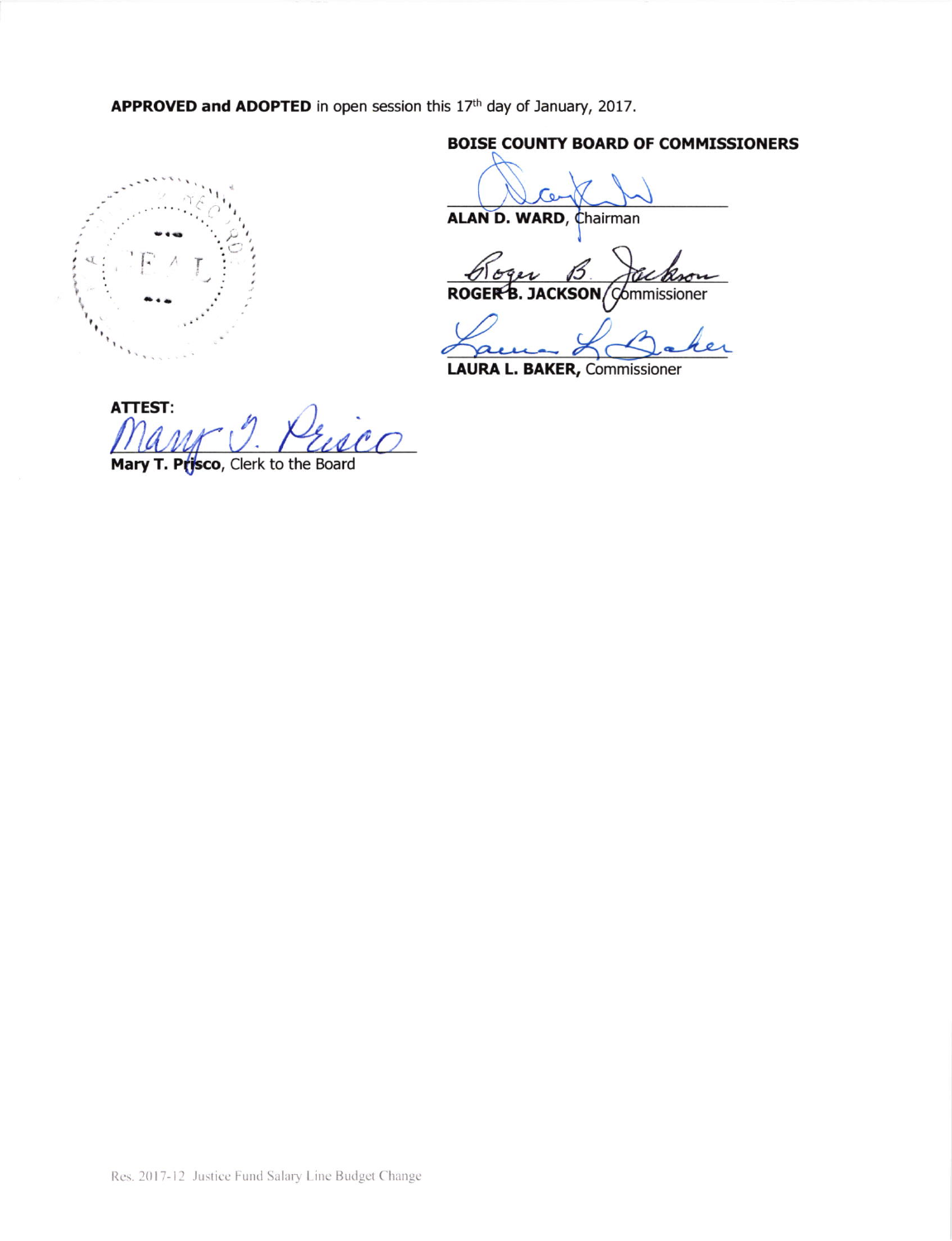**APPROVED and ADOPTED** in open session this 17th day of January, 2017.

**BOISE COUNTY BOARD OF COMMISSIONERS**

**ALAN D. WARD**, Chairman

**ROGER B. JACKSON**, Commissioner

**LAURA L. BAKER,** Commissioner

**ATTEST:**

**Mary T. Prisco**, Clerk to the Board

Res. 2017-12 Justice Fund Salary Line Budget Change